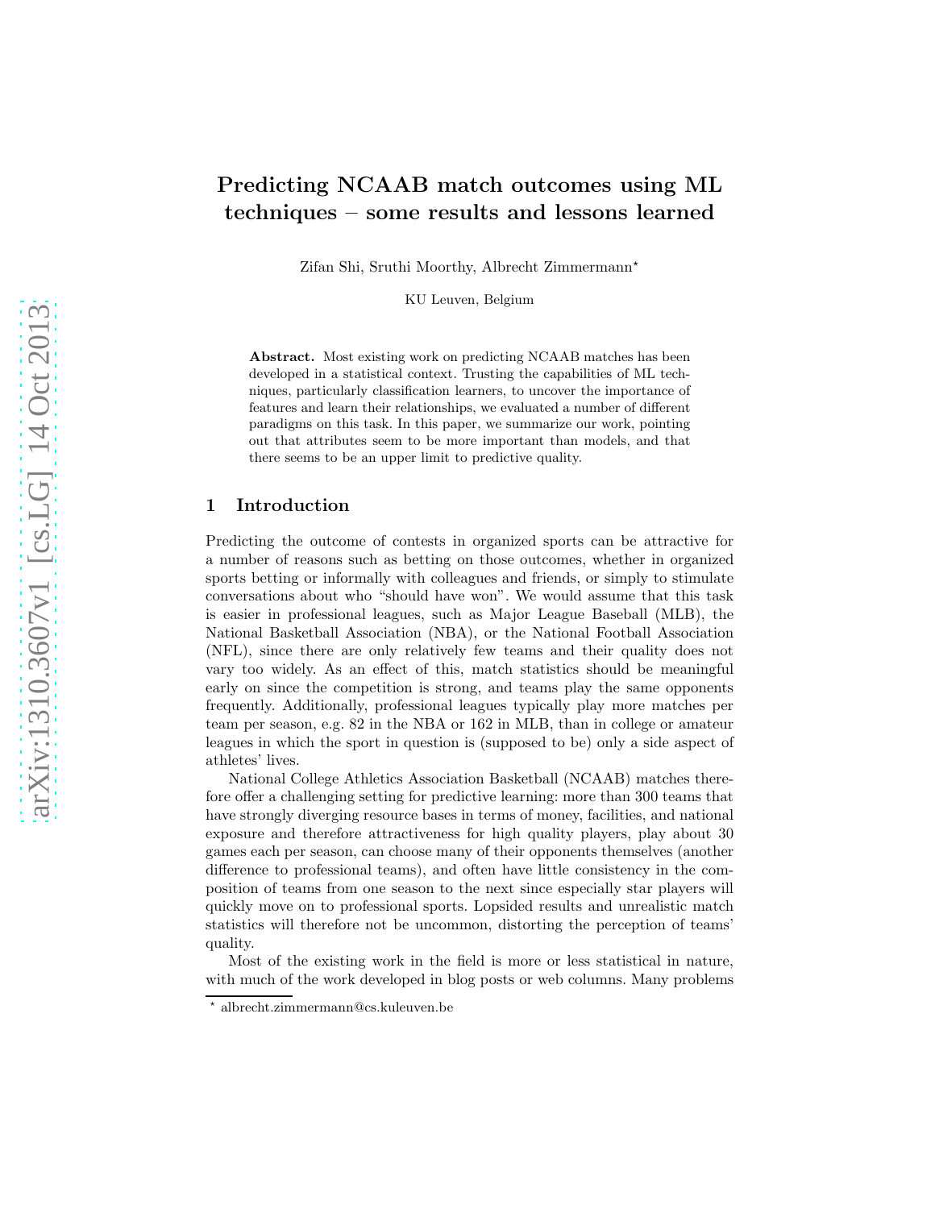# Predicting NCAAB match outcomes using ML techniques – some results and lessons learned

Zifan Shi, Sruthi Moorthy, Albrecht Zimmermann*

KU Leuven, Belgium

**Abstract.** Most existing work on predicting NCAAB matches has been developed in a statistical context. Trusting the capabilities of ML techniques, particularly classification learners, to uncover the importance of features and learn their relationships, we evaluated a number of different paradigms on this task. In this paper, we summarize our work, pointing out that attributes seem to be more important than models, and that there seems to be an upper limit to predictive quality.

## 1 Introduction

Predicting the outcome of contests in organized sports can be attractive for a number of reasons such as betting on those outcomes, whether in organized sports betting or informally with colleagues and friends, or simply to stimulate conversations about who "should have won". We would assume that this task is easier in professional leagues, such as Major League Baseball (MLB), the National Basketball Association (NBA), or the National Football Association (NFL), since there are only relatively few teams and their quality does not vary too widely. As an effect of this, match statistics should be meaningful early on since the competition is strong, and teams play the same opponents frequently. Additionally, professional leagues typically play more matches per team per season, e.g. 82 in the NBA or 162 in MLB, than in college or amateur leagues in which the sport in question is (supposed to be) only a side aspect of athletes' lives.

National College Athletics Association Basketball (NCAAB) matches therefore offer a challenging setting for predictive learning: more than 300 teams that have strongly diverging resource bases in terms of money, facilities, and national exposure and therefore attractiveness for high quality players, play about 30 games each per season, can choose many of their opponents themselves (another difference to professional teams), and often have little consistency in the composition of teams from one season to the next since especially star players will quickly move on to professional sports. Lopsided results and unrealistic match statistics will therefore not be uncommon, distorting the perception of teams' quality.

Most of the existing work in the field is more or less statistical in nature, with much of the work developed in blog posts or web columns. Many problems

* albrecht.zimmermann@cs.kuleuven.be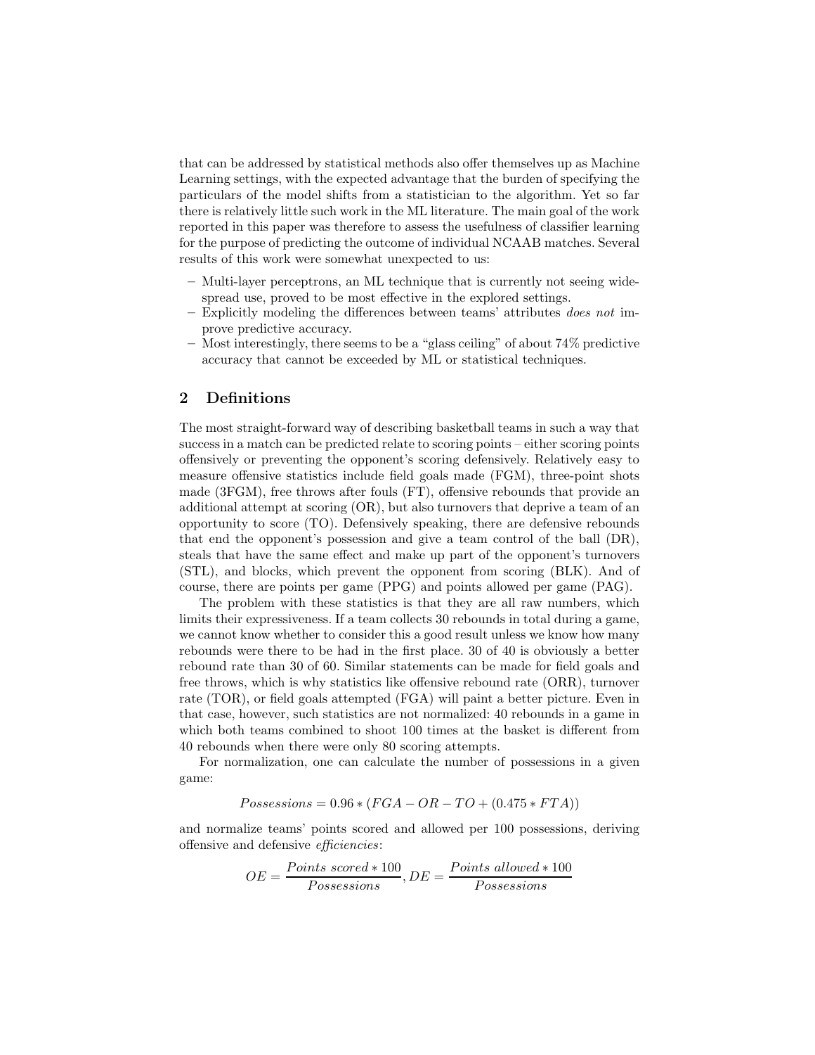that can be addressed by statistical methods also offer themselves up as Machine Learning settings, with the expected advantage that the burden of specifying the particulars of the model shifts from a statistician to the algorithm. Yet so far there is relatively little such work in the ML literature. The main goal of the work reported in this paper was therefore to assess the usefulness of classifier learning for the purpose of predicting the outcome of individual NCAAB matches. Several results of this work were somewhat unexpected to us:

- Multi-layer perceptrons, an ML technique that is currently not seeing widespread use, proved to be most effective in the explored settings.
- Explicitly modeling the differences between teams' attributes *does not* improve predictive accuracy.
- Most interestingly, there seems to be a "glass ceiling" of about 74% predictive accuracy that cannot be exceeded by ML or statistical techniques.

## 2 Definitions

The most straight-forward way of describing basketball teams in such a way that success in a match can be predicted relate to scoring points – either scoring points offensively or preventing the opponent's scoring defensively. Relatively easy to measure offensive statistics include field goals made (FGM), three-point shots made (3FGM), free throws after fouls (FT), offensive rebounds that provide an additional attempt at scoring (OR), but also turnovers that deprive a team of an opportunity to score (TO). Defensively speaking, there are defensive rebounds that end the opponent's possession and give a team control of the ball (DR), steals that have the same effect and make up part of the opponent's turnovers (STL), and blocks, which prevent the opponent from scoring (BLK). And of course, there are points per game (PPG) and points allowed per game (PAG).

The problem with these statistics is that they are all raw numbers, which limits their expressiveness. If a team collects 30 rebounds in total during a game, we cannot know whether to consider this a good result unless we know how many rebounds were there to be had in the first place. 30 of 40 is obviously a better rebound rate than 30 of 60. Similar statements can be made for field goals and free throws, which is why statistics like offensive rebound rate (ORR), turnover rate (TOR), or field goals attempted (FGA) will paint a better picture. Even in that case, however, such statistics are not normalized: 40 rebounds in a game in which both teams combined to shoot 100 times at the basket is different from 40 rebounds when there were only 80 scoring attempts.

For normalization, one can calculate the number of possessions in a given game:

$$Possessions = 0.96 * (FGA - OR - TO + (0.475 * FTA))$$

and normalize teams' points scored and allowed per 100 possessions, deriving offensive and defensive *efficiencies*:

$$OE = \frac{Points\ scored * 100}{Possessions}, DE = \frac{Points\ allowed * 100}{Possessions}$$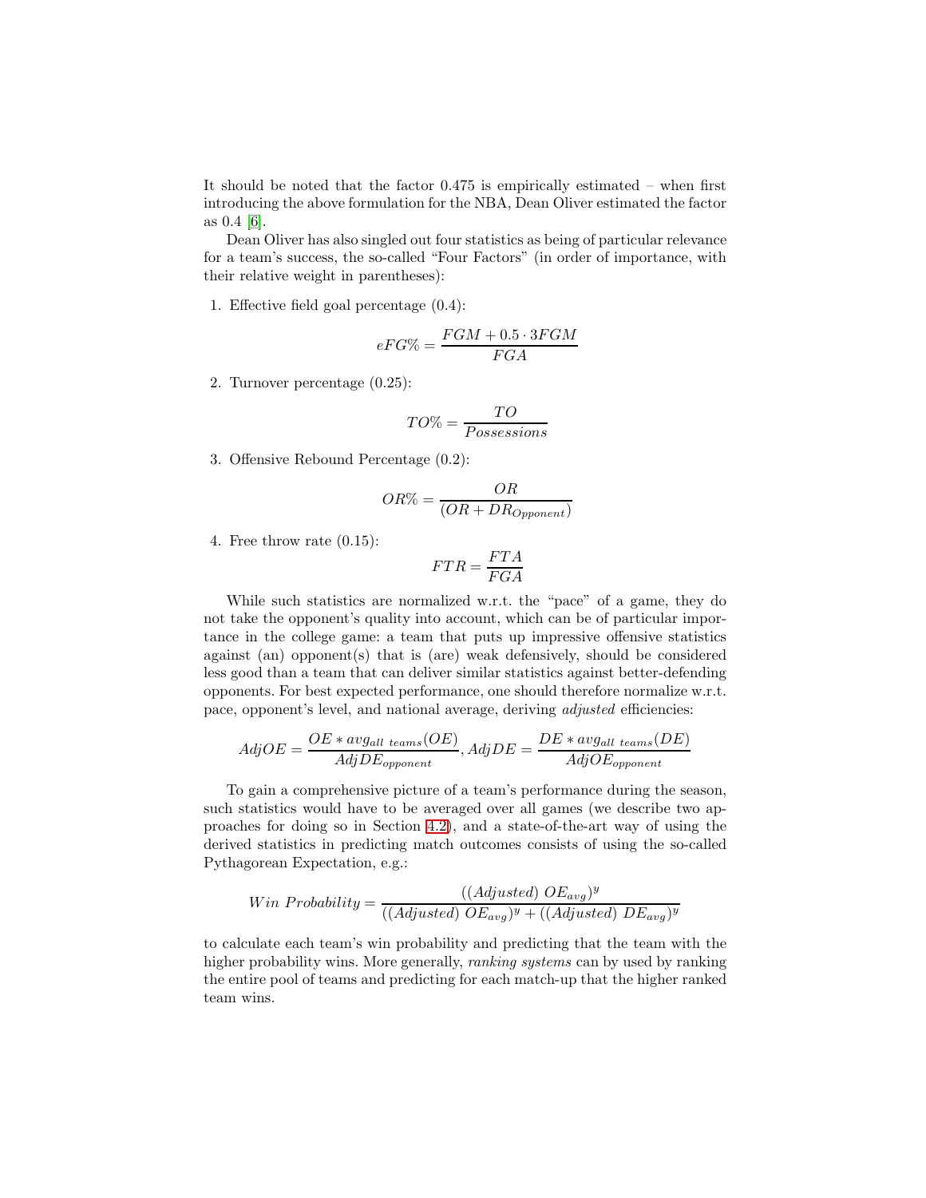It should be noted that the factor 0.475 is empirically estimated – when first introducing the above formulation for the NBA, Dean Oliver estimated the factor as 0.4 [6].

Dean Oliver has also singled out four statistics as being of particular relevance for a team's success, the so-called "Four Factors" (in order of importance, with their relative weight in parentheses):

1. Effective field goal percentage (0.4):

$$eFG\% = \frac{FGM + 0.5 \cdot 3FGM}{FGA}$$

2. Turnover percentage (0.25):

$$TO\% = \frac{TO}{Possessions}$$

3. Offensive Rebound Percentage (0.2):

$$OR\% = \frac{OR}{(OR + DR_{Opponent})}$$

4. Free throw rate (0.15):

$$FTR = \frac{FTA}{FGA}$$

While such statistics are normalized w.r.t. the "pace" of a game, they do not take the opponent's quality into account, which can be of particular importance in the college game: a team that puts up impressive offensive statistics against (an) opponent(s) that is (are) weak defensively, should be considered less good than a team that can deliver similar statistics against better-defending opponents. For best expected performance, one should therefore normalize w.r.t. pace, opponent's level, and national average, deriving *adjusted* efficiencies:

$$AdjOE = \frac{OE * avg_{all\ teams}(OE)}{AdjDE_{opponent}}, AdjDE = \frac{DE * avg_{all\ teams}(DE)}{AdjOE_{opponent}}$$

To gain a comprehensive picture of a team's performance during the season, such statistics would have to be averaged over all games (we describe two approaches for doing so in Section 4.2), and a state-of-the-art way of using the derived statistics in predicting match outcomes consists of using the so-called Pythagorean Expectation, e.g.:

$$Win\ Probability = \frac{((Adjusted)\ OE_{avg})^y}{((Adjusted)\ OE_{avg})^y + ((Adjusted)\ DE_{avg})^y}$$

to calculate each team's win probability and predicting that the team with the higher probability wins. More generally, *ranking systems* can by used by ranking the entire pool of teams and predicting for each match-up that the higher ranked team wins.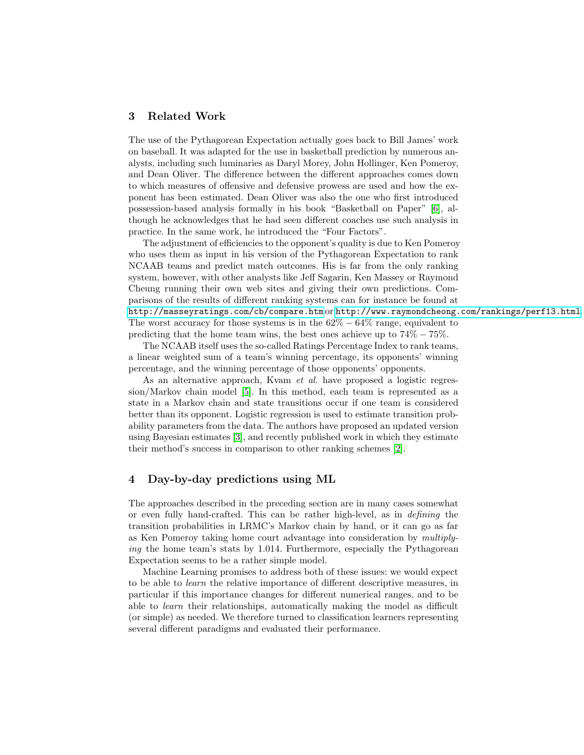## 3 Related Work

The use of the Pythagorean Expectation actually goes back to Bill James' work on baseball. It was adapted for the use in basketball prediction by numerous analysts, including such luminaries as Daryl Morey, John Hollinger, Ken Pomeroy, and Dean Oliver. The difference between the different approaches comes down to which measures of offensive and defensive prowess are used and how the exponent has been estimated. Dean Oliver was also the one who first introduced possession-based analysis formally in his book "Basketball on Paper" [6], although he acknowledges that he had seen different coaches use such analysis in practice. In the same work, he introduced the "Four Factors".

The adjustment of efficiencies to the opponent's quality is due to Ken Pomeroy who uses them as input in his version of the Pythagorean Expectation to rank NCAAB teams and predict match outcomes. His is far from the only ranking system, however, with other analysts like Jeff Sagarin, Ken Massey or Raymond Cheung running their own web sites and giving their own predictions. Comparisons of the results of different ranking systems can for instance be found at http://masseyratings.com/cb/compare.htm or http://www.raymondcheong.com/rankings/perf13.html. The worst accuracy for those systems is in the $62\% - 64\%$ range, equivalent to predicting that the home team wins, the best ones achieve up to $74\% - 75\%$.

The NCAAB itself uses the so-called Ratings Percentage Index to rank teams, a linear weighted sum of a team's winning percentage, its opponents' winning percentage, and the winning percentage of those opponents' opponents.

As an alternative approach, Kvam *et al.* have proposed a logistic regression/Markov chain model [5]. In this method, each team is represented as a state in a Markov chain and state transitions occur if one team is considered better than its opponent. Logistic regression is used to estimate transition probability parameters from the data. The authors have proposed an updated version using Bayesian estimates [3], and recently published work in which they estimate their method's success in comparison to other ranking schemes [2].

## 4 Day-by-day predictions using ML

The approaches described in the preceding section are in many cases somewhat or even fully hand-crafted. This can be rather high-level, as in *defining* the transition probabilities in LRMC's Markov chain by hand, or it can go as far as Ken Pomeroy taking home court advantage into consideration by *multiplying* the home team's stats by 1.014. Furthermore, especially the Pythagorean Expectation seems to be a rather simple model.

Machine Learning promises to address both of these issues: we would expect to be able to *learn* the relative importance of different descriptive measures, in particular if this importance changes for different numerical ranges, and to be able to *learn* their relationships, automatically making the model as difficult (or simple) as needed. We therefore turned to classification learners representing several different paradigms and evaluated their performance.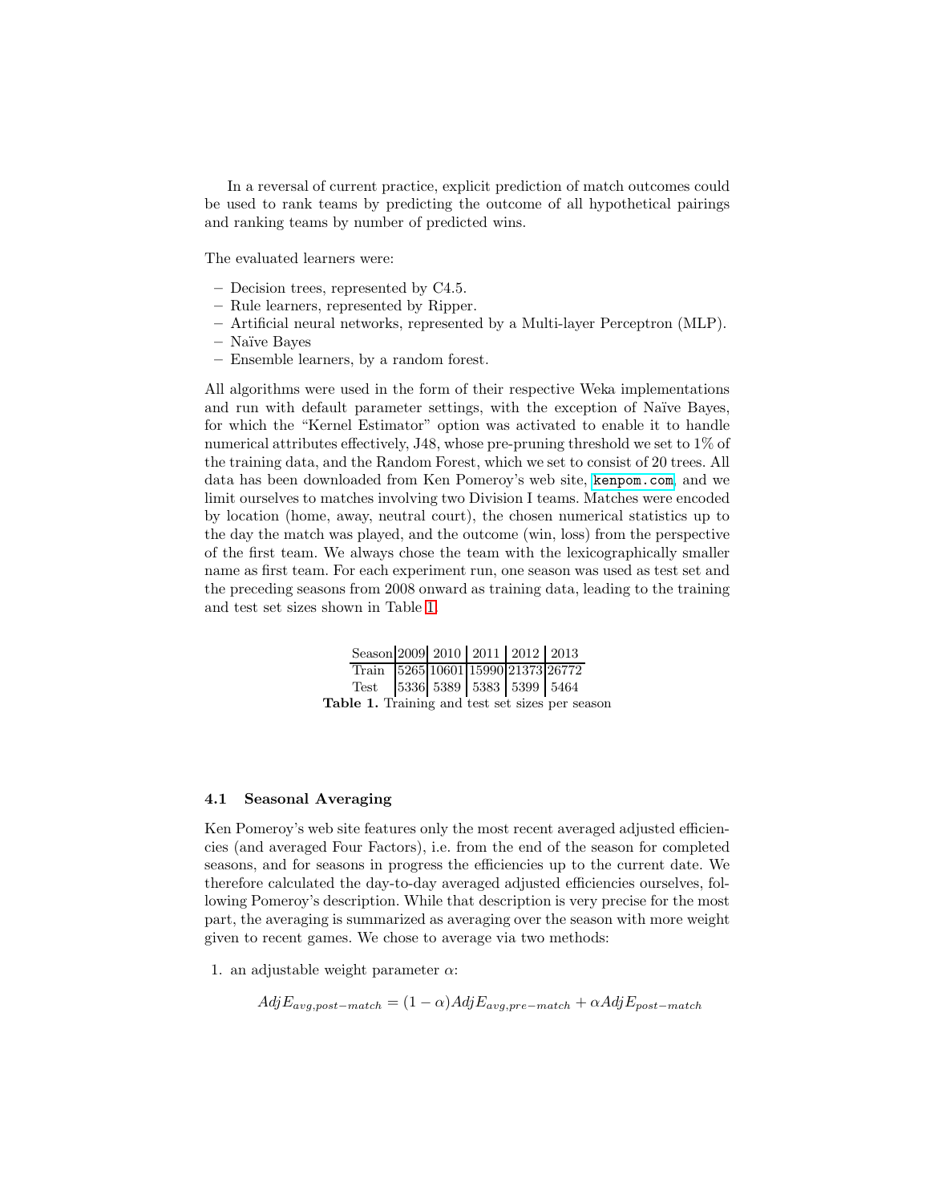In a reversal of current practice, explicit prediction of match outcomes could be used to rank teams by predicting the outcome of all hypothetical pairings and ranking teams by number of predicted wins.

The evaluated learners were:

- Decision trees, represented by C4.5.
- Rule learners, represented by Ripper.
- Artificial neural networks, represented by a Multi-layer Perceptron (MLP).
- Naïve Bayes
- Ensemble learners, by a random forest.

All algorithms were used in the form of their respective Weka implementations and run with default parameter settings, with the exception of Naïve Bayes, for which the "Kernel Estimator" option was activated to enable it to handle numerical attributes effectively, J48, whose pre-pruning threshold we set to 1% of the training data, and the Random Forest, which we set to consist of 20 trees. All data has been downloaded from Ken Pomeroy's web site, `kenpom.com`, and we limit ourselves to matches involving two Division I teams. Matches were encoded by location (home, away, neutral court), the chosen numerical statistics up to the day the match was played, and the outcome (win, loss) from the perspective of the first team. We always chose the team with the lexicographically smaller name as first team. For each experiment run, one season was used as test set and the preceding seasons from 2008 onward as training data, leading to the training and test set sizes shown in Table 1.

| Season | 2009 | 2010 | 2011 | 2012 | 2013 |
|---|---|---|---|---|---|
| Train | 5265 | 10601 | 15990 | 21373 | 26772 |
| Test | 5336 | 5389 | 5383 | 5399 | 5464 |

**Table 1.** Training and test set sizes per season

### 4.1 Seasonal Averaging

Ken Pomeroy's web site features only the most recent averaged adjusted efficiencies (and averaged Four Factors), i.e. from the end of the season for completed seasons, and for seasons in progress the efficiencies up to the current date. We therefore calculated the day-to-day averaged adjusted efficiencies ourselves, following Pomeroy's description. While that description is very precise for the most part, the averaging is summarized as averaging over the season with more weight given to recent games. We chose to average via two methods:

1. an adjustable weight parameter $\alpha$:

$$AdjE_{avg,post-match} = (1-\alpha)AdjE_{avg,pre-match} + \alpha AdjE_{post-match}$$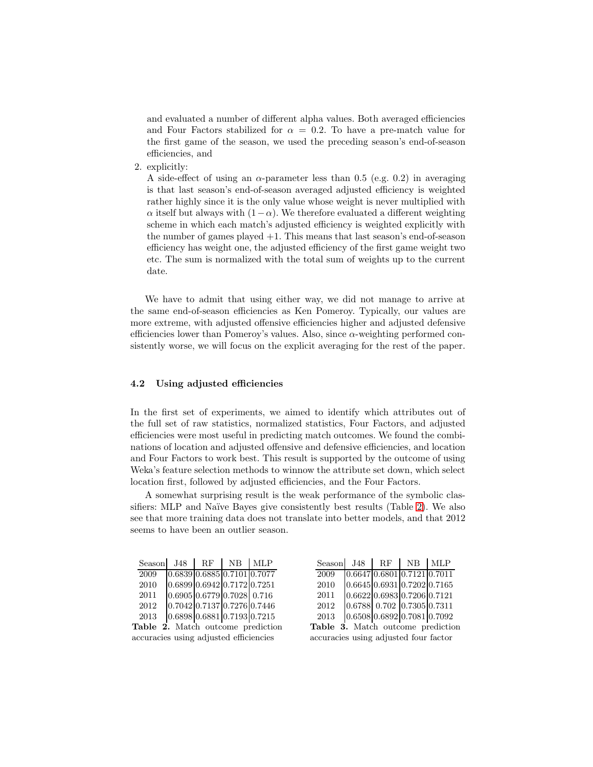and evaluated a number of different alpha values. Both averaged efficiencies and Four Factors stabilized for $\alpha = 0.2$. To have a pre-match value for the first game of the season, we used the preceding season's end-of-season efficiencies, and

2. explicitly:
   A side-effect of using an $\alpha$-parameter less than 0.5 (e.g. 0.2) in averaging is that last season's end-of-season averaged adjusted efficiency is weighted rather highly since it is the only value whose weight is never multiplied with $\alpha$ itself but always with $(1-\alpha)$. We therefore evaluated a different weighting scheme in which each match's adjusted efficiency is weighted explicitly with the number of games played +1. This means that last season's end-of-season efficiency has weight one, the adjusted efficiency of the first game weight two etc. The sum is normalized with the total sum of weights up to the current date.

We have to admit that using either way, we did not manage to arrive at the same end-of-season efficiencies as Ken Pomeroy. Typically, our values are more extreme, with adjusted offensive efficiencies higher and adjusted defensive efficiencies lower than Pomeroy's values. Also, since $\alpha$-weighting performed consistently worse, we will focus on the explicit averaging for the rest of the paper.

### 4.2 Using adjusted efficiencies

In the first set of experiments, we aimed to identify which attributes out of the full set of raw statistics, normalized statistics, Four Factors, and adjusted efficiencies were most useful in predicting match outcomes. We found the combinations of location and adjusted offensive and defensive efficiencies, and location and Four Factors to work best. This result is supported by the outcome of using Weka's feature selection methods to winnow the attribute set down, which select location first, followed by adjusted efficiencies, and the Four Factors.

A somewhat surprising result is the weak performance of the symbolic classifiers: MLP and Naïve Bayes give consistently best results (Table 2). We also see that more training data does not translate into better models, and that 2012 seems to have been an outlier season.

| Season | J48 | RF | NB | MLP |
|---|---|---|---|---|
| 2009 | 0.6839 | 0.6885 | 0.7101 | 0.7077 |
| 2010 | 0.6899 | 0.6942 | 0.7172 | 0.7251 |
| 2011 | 0.6905 | 0.6779 | 0.7028 | 0.716 |
| 2012 | 0.7042 | 0.7137 | 0.7276 | 0.7446 |
| 2013 | 0.6898 | 0.6881 | 0.7193 | 0.7215 |

**Table 2.** Match outcome prediction accuracies using adjusted efficiencies

| Season | J48 | RF | NB | MLP |
|---|---|---|---|---|
| 2009 | 0.6647 | 0.6801 | 0.7121 | 0.7011 |
| 2010 | 0.6645 | 0.6931 | 0.7202 | 0.7165 |
| 2011 | 0.6622 | 0.6983 | 0.7206 | 0.7121 |
| 2012 | 0.6788 | 0.702 | 0.7305 | 0.7311 |
| 2013 | 0.6508 | 0.6892 | 0.7081 | 0.7092 |

**Table 3.** Match outcome prediction accuracies using adjusted four factor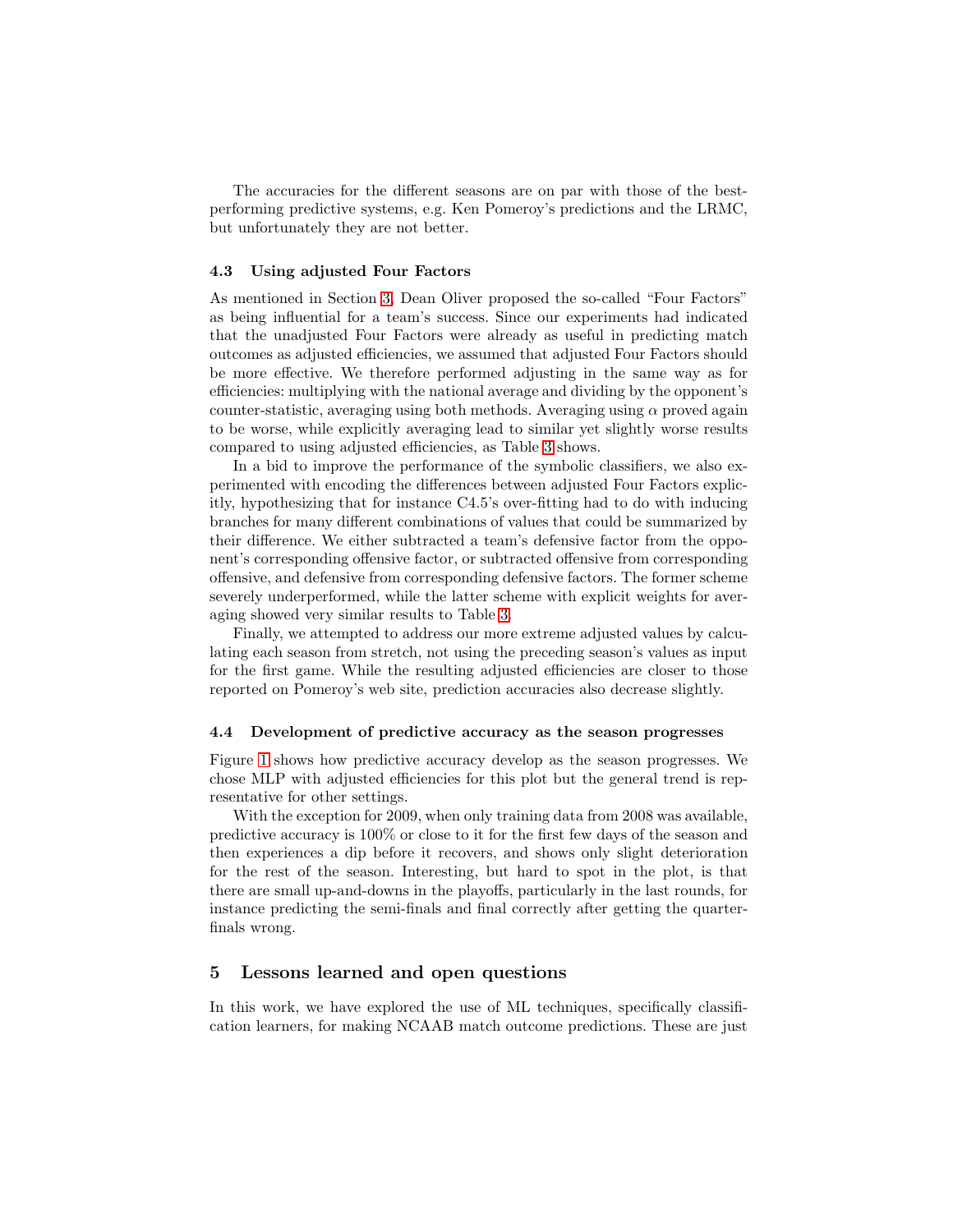The accuracies for the different seasons are on par with those of the best-performing predictive systems, e.g. Ken Pomeroy's predictions and the LRMC, but unfortunately they are not better.

### 4.3 Using adjusted Four Factors

As mentioned in Section 3, Dean Oliver proposed the so-called "Four Factors" as being influential for a team's success. Since our experiments had indicated that the unadjusted Four Factors were already as useful in predicting match outcomes as adjusted efficiencies, we assumed that adjusted Four Factors should be more effective. We therefore performed adjusting in the same way as for efficiencies: multiplying with the national average and dividing by the opponent's counter-statistic, averaging using both methods. Averaging using $\alpha$ proved again to be worse, while explicitly averaging lead to similar yet slightly worse results compared to using adjusted efficiencies, as Table 3 shows.

In a bid to improve the performance of the symbolic classifiers, we also experimented with encoding the differences between adjusted Four Factors explicitly, hypothesizing that for instance C4.5's over-fitting had to do with inducing branches for many different combinations of values that could be summarized by their difference. We either subtracted a team's defensive factor from the opponent's corresponding offensive factor, or subtracted offensive from corresponding offensive, and defensive from corresponding defensive factors. The former scheme severely underperformed, while the latter scheme with explicit weights for averaging showed very similar results to Table 3.

Finally, we attempted to address our more extreme adjusted values by calculating each season from stretch, not using the preceding season's values as input for the first game. While the resulting adjusted efficiencies are closer to those reported on Pomeroy's web site, prediction accuracies also decrease slightly.

### 4.4 Development of predictive accuracy as the season progresses

Figure 1 shows how predictive accuracy develop as the season progresses. We chose MLP with adjusted efficiencies for this plot but the general trend is representative for other settings.

With the exception for 2009, when only training data from 2008 was available, predictive accuracy is 100% or close to it for the first few days of the season and then experiences a dip before it recovers, and shows only slight deterioration for the rest of the season. Interesting, but hard to spot in the plot, is that there are small up-and-downs in the playoffs, particularly in the last rounds, for instance predicting the semi-finals and final correctly after getting the quarter-finals wrong.

## 5 Lessons learned and open questions

In this work, we have explored the use of ML techniques, specifically classification learners, for making NCAAB match outcome predictions. These are just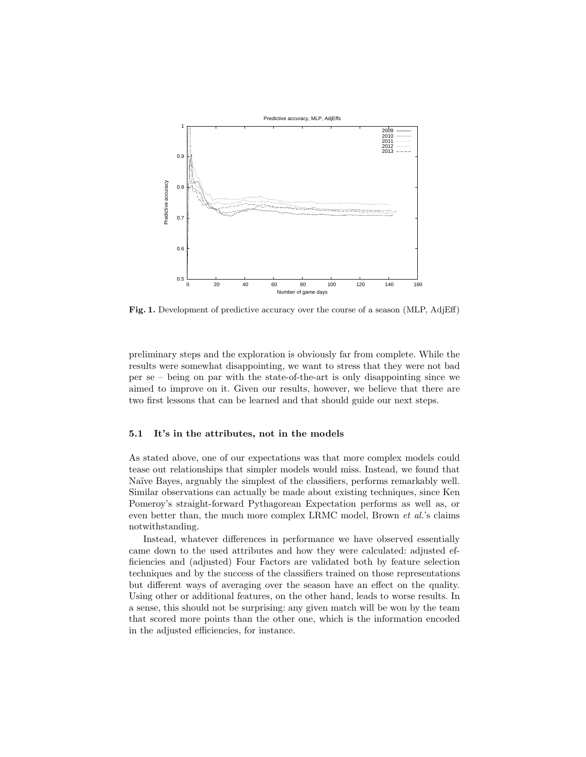**Fig. 1.** Development of predictive accuracy over the course of a season (MLP, AdjEff)

preliminary steps and the exploration is obviously far from complete. While the results were somewhat disappointing, we want to stress that they were not bad per se – being on par with the state-of-the-art is only disappointing since we aimed to improve on it. Given our results, however, we believe that there are two first lessons that can be learned and that should guide our next steps.

### 5.1 It's in the attributes, not in the models

As stated above, one of our expectations was that more complex models could tease out relationships that simpler models would miss. Instead, we found that Naïve Bayes, arguably the simplest of the classifiers, performs remarkably well. Similar observations can actually be made about existing techniques, since Ken Pomeroy's straight-forward Pythagorean Expectation performs as well as, or even better than, the much more complex LRMC model, Brown *et al.*'s claims notwithstanding.

Instead, whatever differences in performance we have observed essentially came down to the used attributes and how they were calculated: adjusted efficiencies and (adjusted) Four Factors are validated both by feature selection techniques and by the success of the classifiers trained on those representations but different ways of averaging over the season have an effect on the quality. Using other or additional features, on the other hand, leads to worse results. In a sense, this should not be surprising: any given match will be won by the team that scored more points than the other one, which is the information encoded in the adjusted efficiencies, for instance.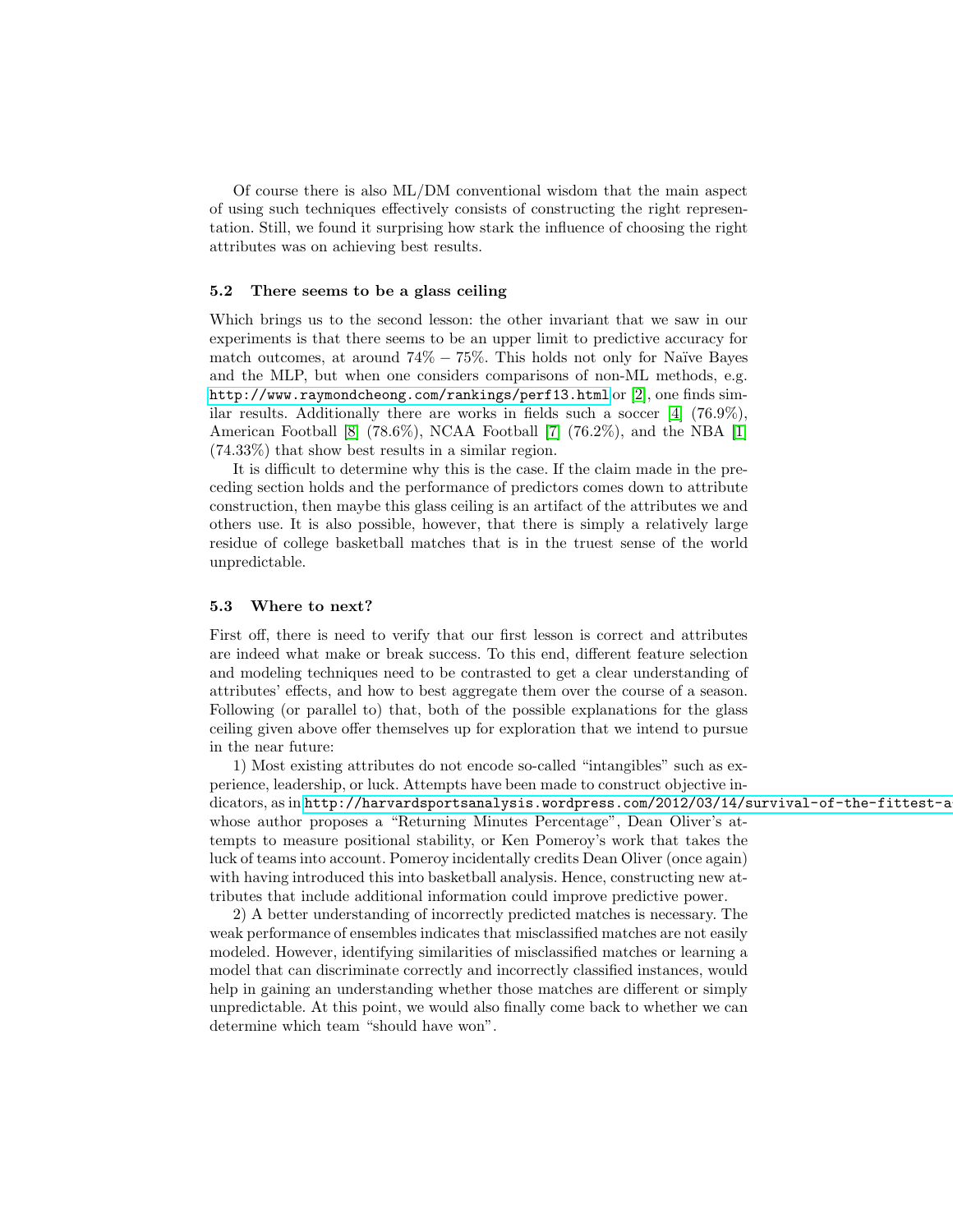Of course there is also ML/DM conventional wisdom that the main aspect of using such techniques effectively consists of constructing the right representation. Still, we found it surprising how stark the influence of choosing the right attributes was on achieving best results.

### 5.2 There seems to be a glass ceiling

Which brings us to the second lesson: the other invariant that we saw in our experiments is that there seems to be an upper limit to predictive accuracy for match outcomes, at around 74% − 75%. This holds not only for Naïve Bayes and the MLP, but when one considers comparisons of non-ML methods, e.g. http://www.raymondcheong.com/rankings/perf13.html or [2], one finds similar results. Additionally there are works in fields such a soccer [4] (76.9%), American Football [8] (78.6%), NCAA Football [7] (76.2%), and the NBA [1] (74.33%) that show best results in a similar region.

It is difficult to determine why this is the case. If the claim made in the preceding section holds and the performance of predictors comes down to attribute construction, then maybe this glass ceiling is an artifact of the attributes we and others use. It is also possible, however, that there is simply a relatively large residue of college basketball matches that is in the truest sense of the world unpredictable.

### 5.3 Where to next?

First off, there is need to verify that our first lesson is correct and attributes are indeed what make or break success. To this end, different feature selection and modeling techniques need to be contrasted to get a clear understanding of attributes' effects, and how to best aggregate them over the course of a season. Following (or parallel to) that, both of the possible explanations for the glass ceiling given above offer themselves up for exploration that we intend to pursue in the near future:

1) Most existing attributes do not encode so-called "intangibles" such as experience, leadership, or luck. Attempts have been made to construct objective indicators, as in http://harvardsportsanalysis.wordpress.com/2012/03/14/survival-of-the-fittest-a whose author proposes a "Returning Minutes Percentage", Dean Oliver's attempts to measure positional stability, or Ken Pomeroy's work that takes the luck of teams into account. Pomeroy incidentally credits Dean Oliver (once again) with having introduced this into basketball analysis. Hence, constructing new attributes that include additional information could improve predictive power.

2) A better understanding of incorrectly predicted matches is necessary. The weak performance of ensembles indicates that misclassified matches are not easily modeled. However, identifying similarities of misclassified matches or learning a model that can discriminate correctly and incorrectly classified instances, would help in gaining an understanding whether those matches are different or simply unpredictable. At this point, we would also finally come back to whether we can determine which team "should have won".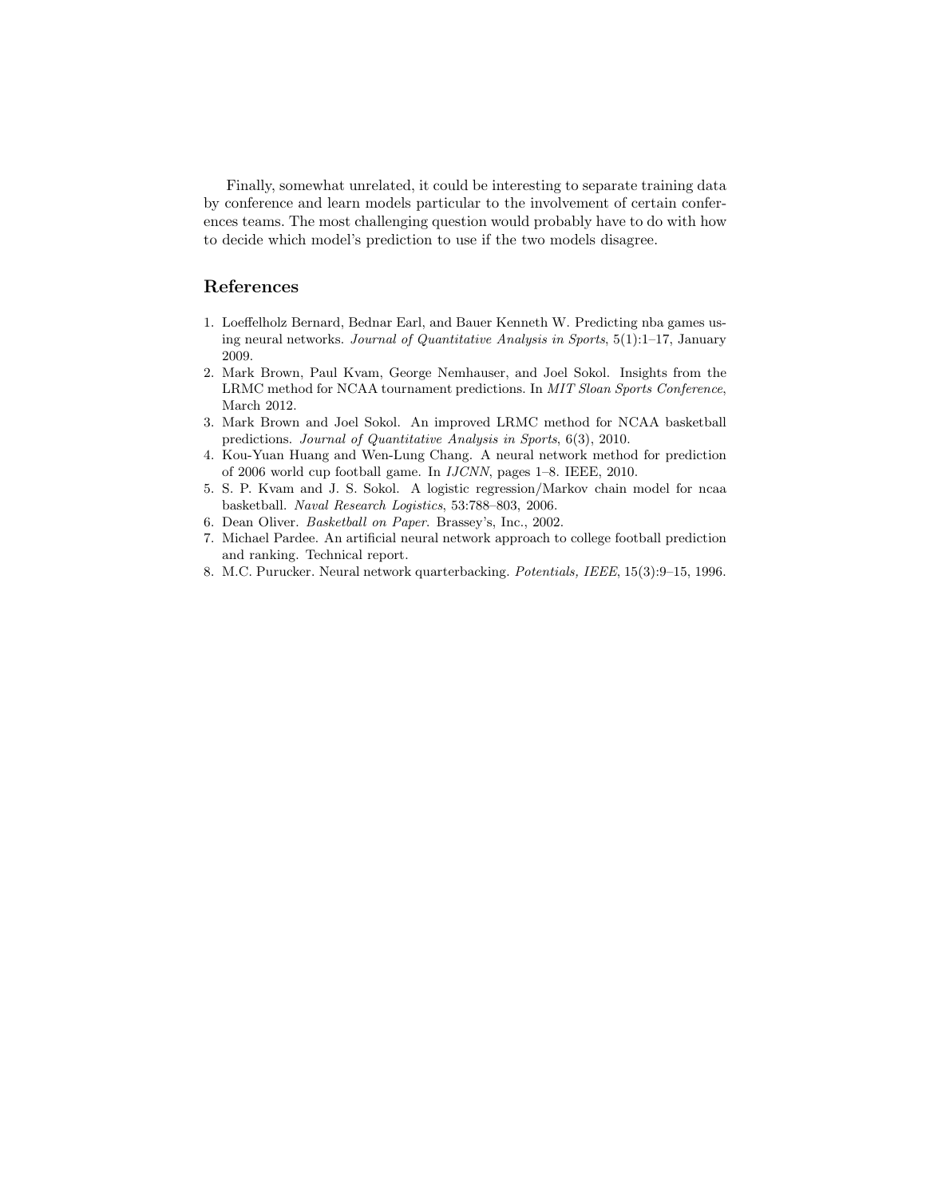Finally, somewhat unrelated, it could be interesting to separate training data by conference and learn models particular to the involvement of certain conferences teams. The most challenging question would probably have to do with how to decide which model's prediction to use if the two models disagree.

## References

1. Loeffelholz Bernard, Bednar Earl, and Bauer Kenneth W. Predicting nba games using neural networks. *Journal of Quantitative Analysis in Sports*, 5(1):1–17, January 2009.
2. Mark Brown, Paul Kvam, George Nemhauser, and Joel Sokol. Insights from the LRMC method for NCAA tournament predictions. In *MIT Sloan Sports Conference*, March 2012.
3. Mark Brown and Joel Sokol. An improved LRMC method for NCAA basketball predictions. *Journal of Quantitative Analysis in Sports*, 6(3), 2010.
4. Kou-Yuan Huang and Wen-Lung Chang. A neural network method for prediction of 2006 world cup football game. In *IJCNN*, pages 1–8. IEEE, 2010.
5. S. P. Kvam and J. S. Sokol. A logistic regression/Markov chain model for ncaa basketball. *Naval Research Logistics*, 53:788–803, 2006.
6. Dean Oliver. *Basketball on Paper*. Brassey's, Inc., 2002.
7. Michael Pardee. An artificial neural network approach to college football prediction and ranking. Technical report.
8. M.C. Purucker. Neural network quarterbacking. *Potentials, IEEE*, 15(3):9–15, 1996.